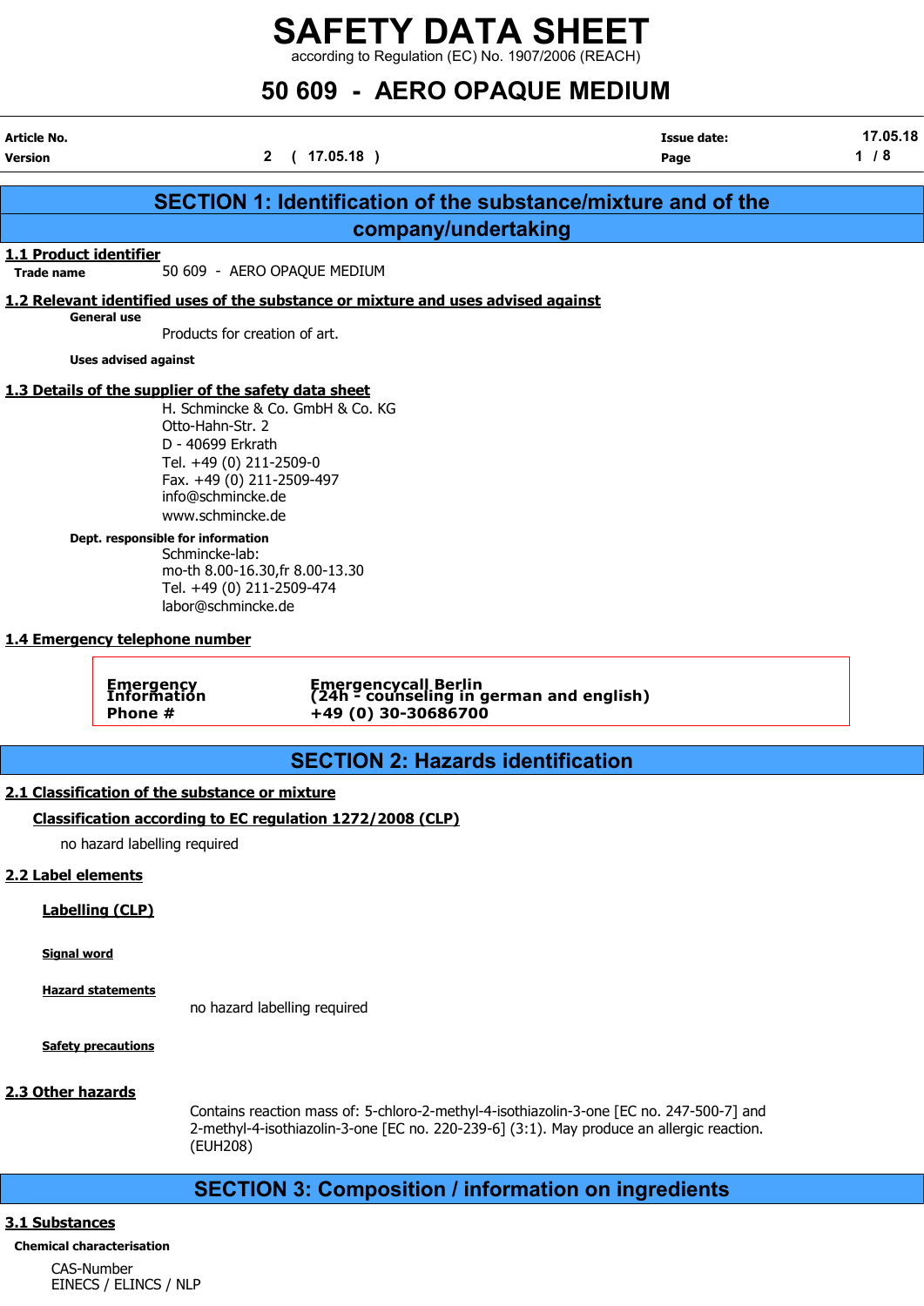# SAFETY DATA SHEET

according to Regulation (EC) No. 1907/2006 (REACH)

# 50 609 - AERO OPAQUE MEDIUM

| Article No. | | Issue date: | 17.05.18 |
|---|---|---|---|
| Version | 2 ( 17.05.18 ) | | |

## SECTION 1: Identification of the substance/mixture and of the company/undertaking

### 1.1 Product identifier

**Trade name** 50 609 - AERO OPAQUE MEDIUM

### 1.2 Relevant identified uses of the substance or mixture and uses advised against

**General use**

Products for creation of art.

**Uses advised against**

### 1.3 Details of the supplier of the safety data sheet

H. Schmincke & Co. GmbH & Co. KG
Otto-Hahn-Str. 2
D - 40699 Erkrath
Tel. +49 (0) 211-2509-0
Fax. +49 (0) 211-2509-497
info@schmincke.de
www.schmincke.de

**Dept. responsible for information**

Schmincke-lab:
mo-th 8.00-16.30,fr 8.00-13.30
Tel. +49 (0) 211-2509-474
labor@schmincke.de

### 1.4 Emergency telephone number

| | |
|---|---|
| **Emergency Information** | **Emergencycall Berlin (24h - counseling in german and english)** |
| **Phone #** | **+49 (0) 30-30686700** |

## SECTION 2: Hazards identification

### 2.1 Classification of the substance or mixture

**Classification according to EC regulation 1272/2008 (CLP)**

no hazard labelling required

### 2.2 Label elements

**Labelling (CLP)**

**Signal word**

**Hazard statements**

no hazard labelling required

**Safety precautions**

### 2.3 Other hazards

Contains reaction mass of: 5-chloro-2-methyl-4-isothiazolin-3-one [EC no. 247-500-7] and 2-methyl-4-isothiazolin-3-one [EC no. 220-239-6] (3:1). May produce an allergic reaction. (EUH208)

## SECTION 3: Composition / information on ingredients

### 3.1 Substances

**Chemical characterisation**

CAS-Number
EINECS / ELINCS / NLP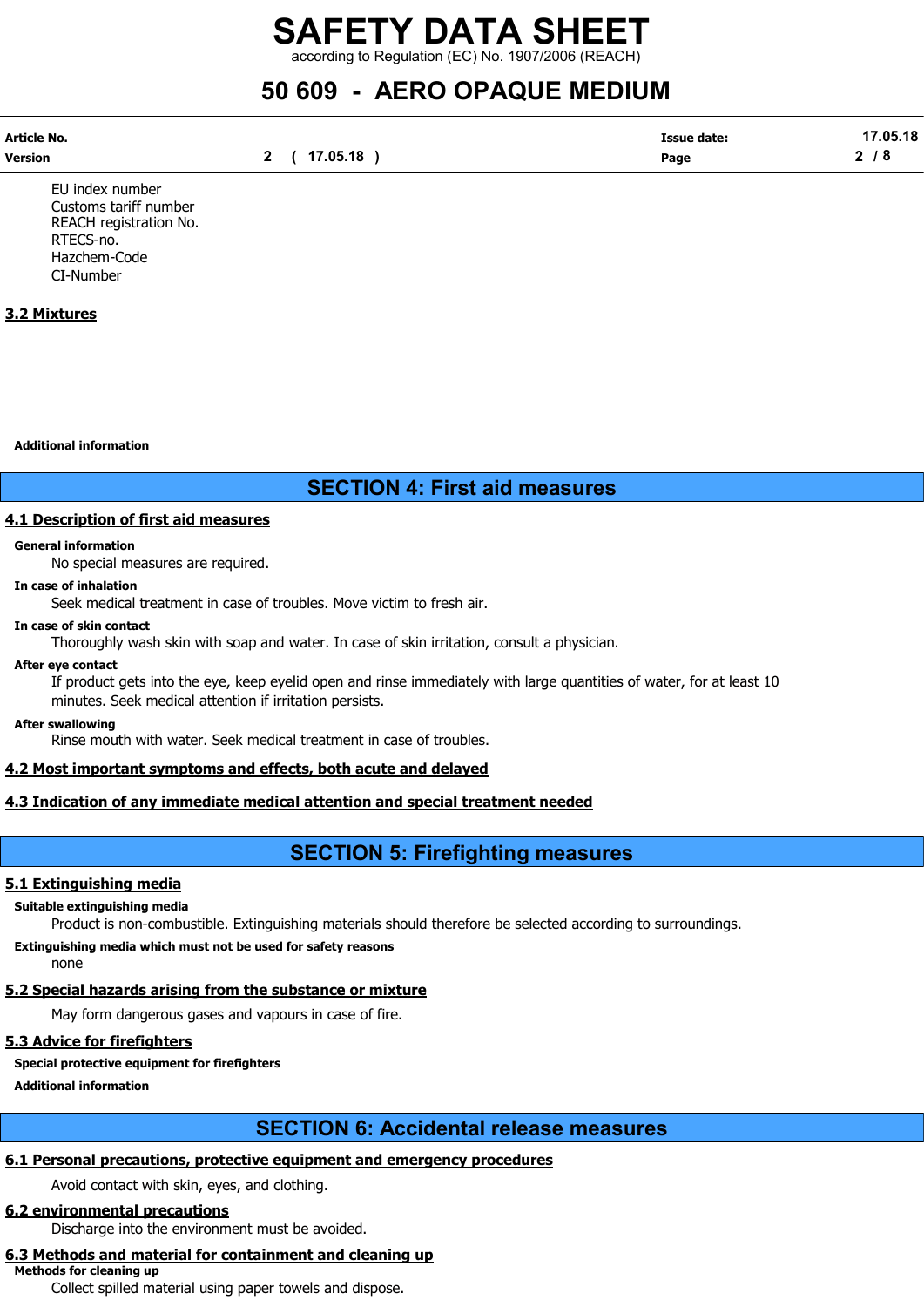EU index number
Customs tariff number
REACH registration No.
RTECS-no.
Hazchem-Code
CI-Number

### 3.2 Mixtures

**Additional information**

## SECTION 4: First aid measures

### 4.1 Description of first aid measures

**General information**

No special measures are required.

**In case of inhalation**

Seek medical treatment in case of troubles. Move victim to fresh air.

**In case of skin contact**

Thoroughly wash skin with soap and water. In case of skin irritation, consult a physician.

**After eye contact**

If product gets into the eye, keep eyelid open and rinse immediately with large quantities of water, for at least 10 minutes. Seek medical attention if irritation persists.

**After swallowing**

Rinse mouth with water. Seek medical treatment in case of troubles.

### 4.2 Most important symptoms and effects, both acute and delayed

### 4.3 Indication of any immediate medical attention and special treatment needed

## SECTION 5: Firefighting measures

### 5.1 Extinguishing media

**Suitable extinguishing media**

Product is non-combustible. Extinguishing materials should therefore be selected according to surroundings.

**Extinguishing media which must not be used for safety reasons**

none

### 5.2 Special hazards arising from the substance or mixture

May form dangerous gases and vapours in case of fire.

### 5.3 Advice for firefighters

**Special protective equipment for firefighters**

**Additional information**

## SECTION 6: Accidental release measures

### 6.1 Personal precautions, protective equipment and emergency procedures

Avoid contact with skin, eyes, and clothing.

### 6.2 environmental precautions

Discharge into the environment must be avoided.

### 6.3 Methods and material for containment and cleaning up

**Methods for cleaning up**

Collect spilled material using paper towels and dispose.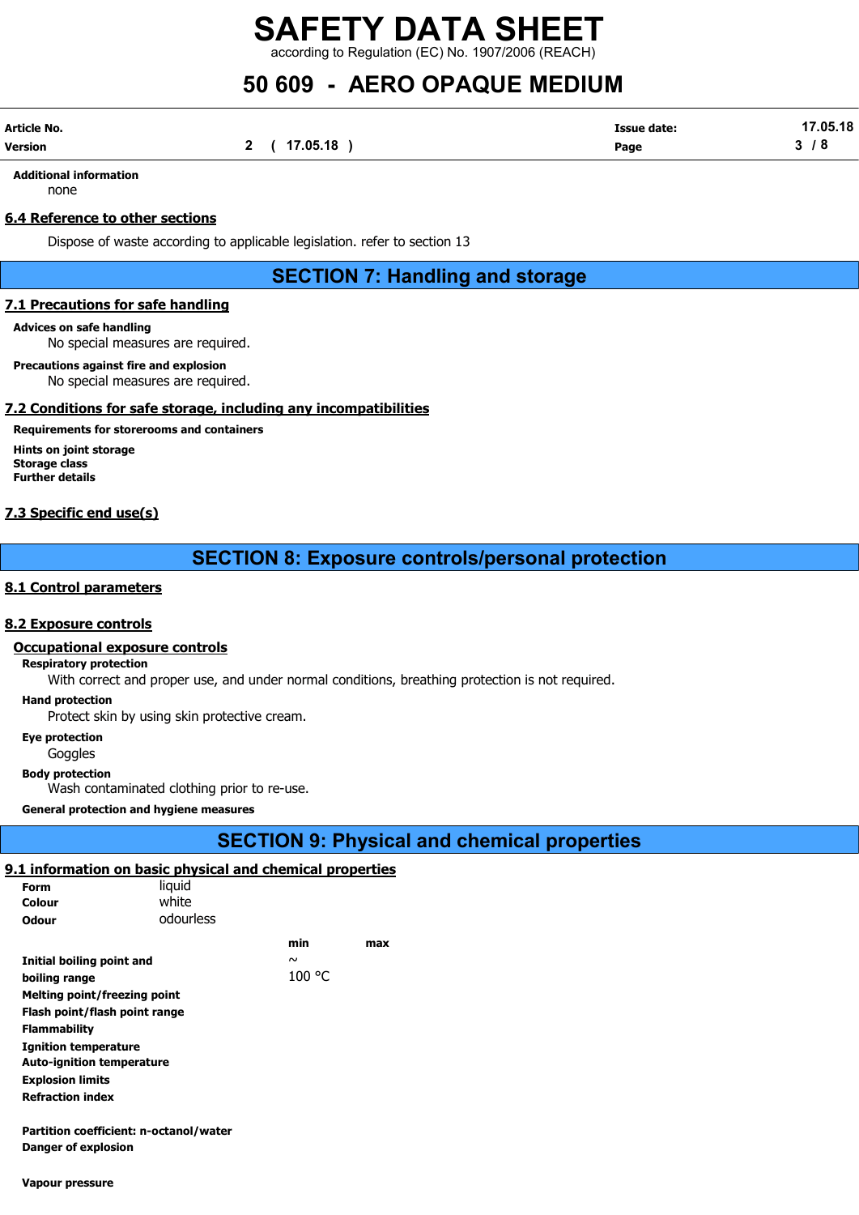**Additional information**

none

### 6.4 Reference to other sections

Dispose of waste according to applicable legislation. refer to section 13

## SECTION 7: Handling and storage

### 7.1 Precautions for safe handling

**Advices on safe handling**

No special measures are required.

**Precautions against fire and explosion**

No special measures are required.

### 7.2 Conditions for safe storage, including any incompatibilities

**Requirements for storerooms and containers**

**Hints on joint storage**

**Storage class**

**Further details**

### 7.3 Specific end use(s)

## SECTION 8: Exposure controls/personal protection

### 8.1 Control parameters

### 8.2 Exposure controls

**Occupational exposure controls**

**Respiratory protection**

With correct and proper use, and under normal conditions, breathing protection is not required.

**Hand protection**

Protect skin by using skin protective cream.

**Eye protection**

Goggles

**Body protection**

Wash contaminated clothing prior to re-use.

**General protection and hygiene measures**

## SECTION 9: Physical and chemical properties

### 9.1 information on basic physical and chemical properties

| | |
|---|---|
| **Form** | liquid |
| **Colour** | white |
| **Odour** | odourless |

| | min | max |
|---|---|---|
| **Initial boiling point and boiling range** | ~ 100 °C | |
| **Melting point/freezing point** | | |
| **Flash point/flash point range** | | |
| **Flammability** | | |
| **Ignition temperature** | | |
| **Auto-ignition temperature** | | |
| **Explosion limits** | | |
| **Refraction index** | | |
| **Partition coefficient: n-octanol/water** | | |
| **Danger of explosion** | | |
| **Vapour pressure** | | |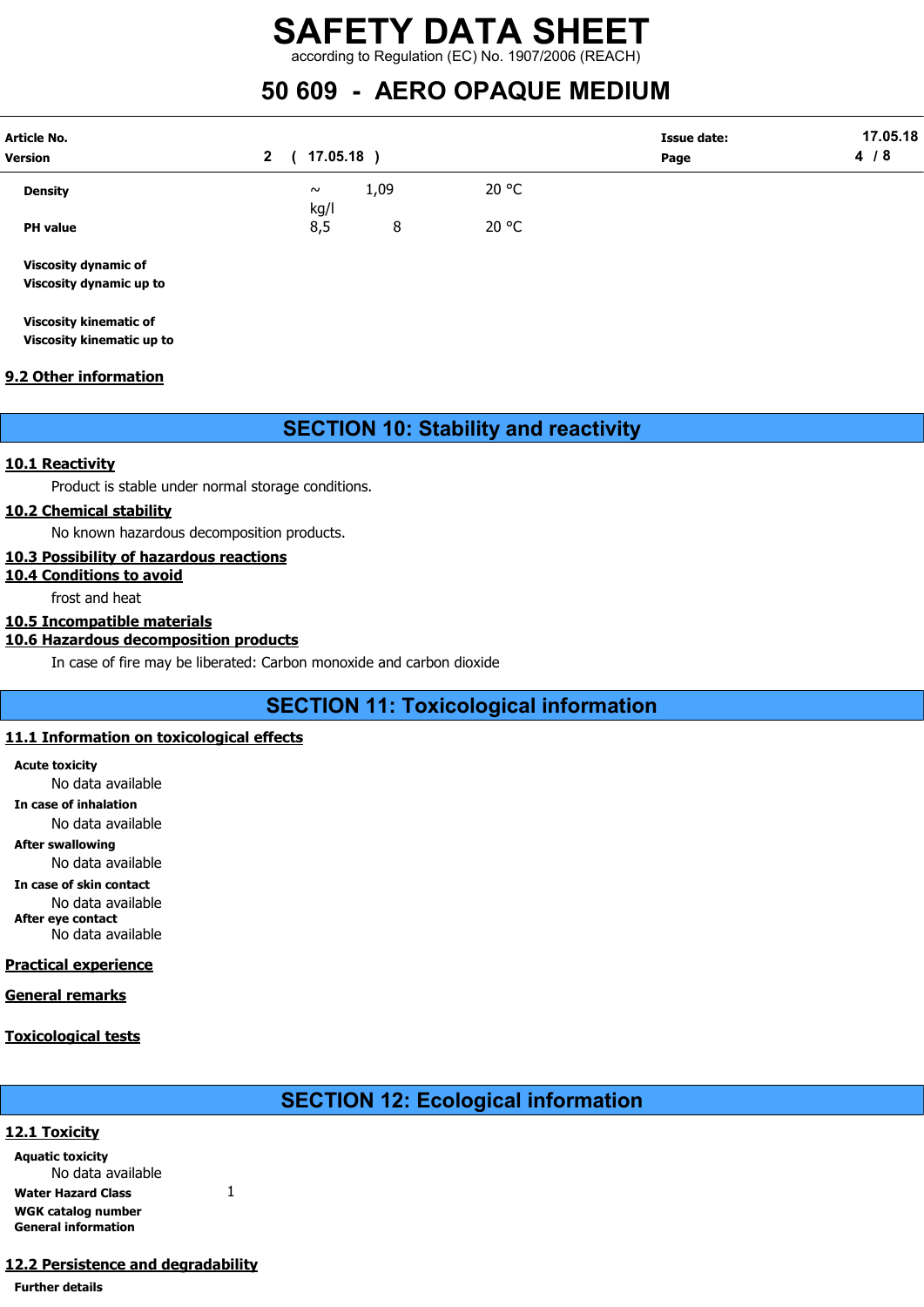| | | | |
|---|---|---|---|
| **Density** | ~ kg/l | 1,09 | 20 °C |
| **PH value** | 8,5 | 8 | 20 °C |

**Viscosity dynamic of**

**Viscosity dynamic up to**

**Viscosity kinematic of**

**Viscosity kinematic up to**

### 9.2 Other information

## SECTION 10: Stability and reactivity

### 10.1 Reactivity

Product is stable under normal storage conditions.

### 10.2 Chemical stability

No known hazardous decomposition products.

### 10.3 Possibility of hazardous reactions

### 10.4 Conditions to avoid

frost and heat

### 10.5 Incompatible materials

### 10.6 Hazardous decomposition products

In case of fire may be liberated: Carbon monoxide and carbon dioxide

## SECTION 11: Toxicological information

### 11.1 Information on toxicological effects

**Acute toxicity**

No data available

**In case of inhalation**

No data available

**After swallowing**

No data available

**In case of skin contact**

No data available

**After eye contact**

No data available

### Practical experience

### General remarks

### Toxicological tests

## SECTION 12: Ecological information

### 12.1 Toxicity

**Aquatic toxicity**

No data available

**Water Hazard Class** 1

**WGK catalog number**

**General information**

### 12.2 Persistence and degradability

**Further details**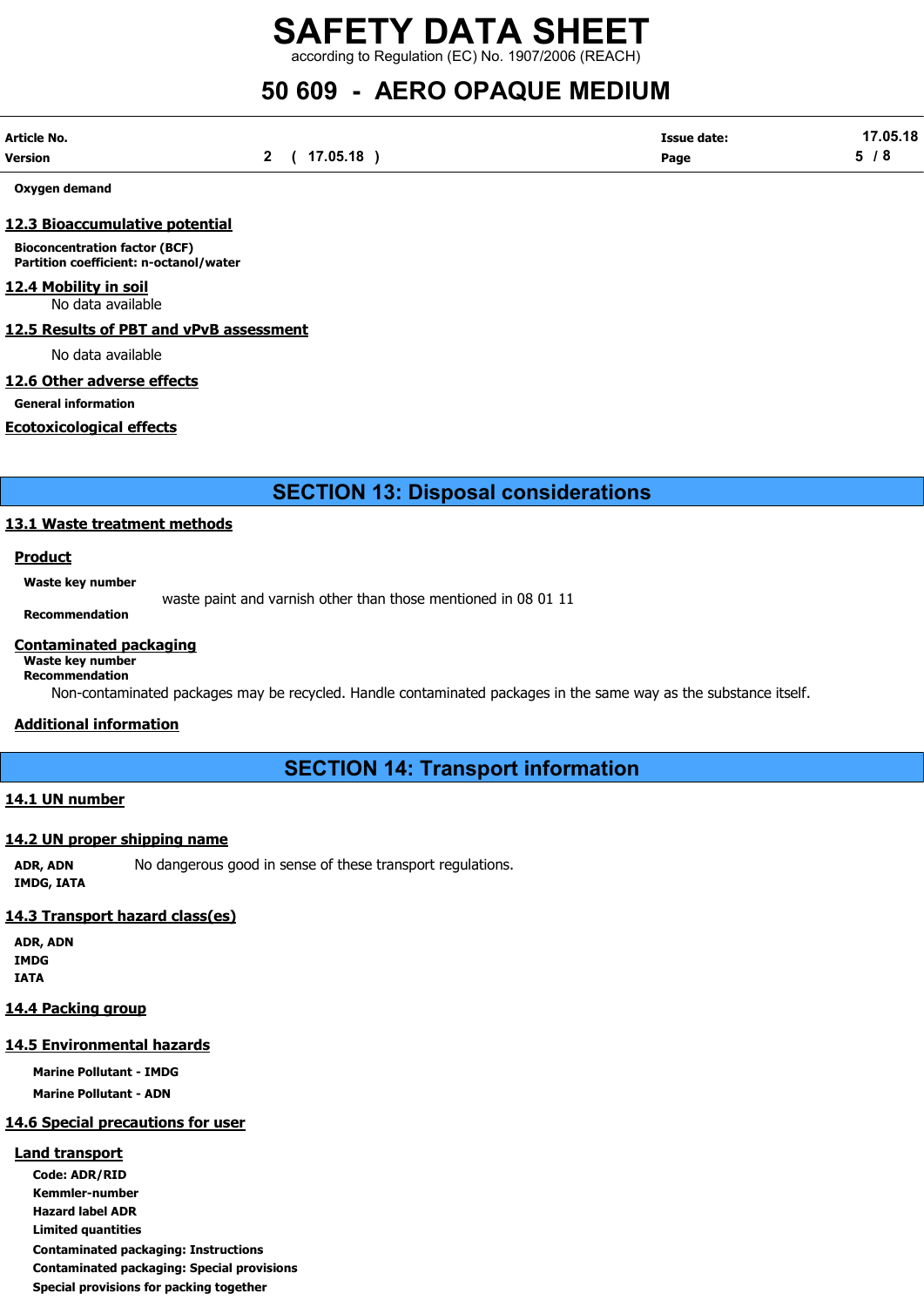**Oxygen demand**

### 12.3 Bioaccumulative potential

**Bioconcentration factor (BCF)**
**Partition coefficient: n-octanol/water**

### 12.4 Mobility in soil

No data available

### 12.5 Results of PBT and vPvB assessment

No data available

### 12.6 Other adverse effects

**General information**

### Ecotoxicological effects

## SECTION 13: Disposal considerations

### 13.1 Waste treatment methods

**Product**

**Waste key number**

waste paint and varnish other than those mentioned in 08 01 11

**Recommendation**

**Contaminated packaging**

**Waste key number**
**Recommendation**

Non-contaminated packages may be recycled. Handle contaminated packages in the same way as the substance itself.

**Additional information**

## SECTION 14: Transport information

### 14.1 UN number

### 14.2 UN proper shipping name

**ADR, ADN** No dangerous good in sense of these transport regulations.
**IMDG, IATA**

### 14.3 Transport hazard class(es)

**ADR, ADN**
**IMDG**
**IATA**

### 14.4 Packing group

### 14.5 Environmental hazards

**Marine Pollutant - IMDG**

**Marine Pollutant - ADN**

### 14.6 Special precautions for user

**Land transport**

**Code: ADR/RID**
**Kemmler-number**
**Hazard label ADR**
**Limited quantities**
**Contaminated packaging: Instructions**
**Contaminated packaging: Special provisions**
**Special provisions for packing together**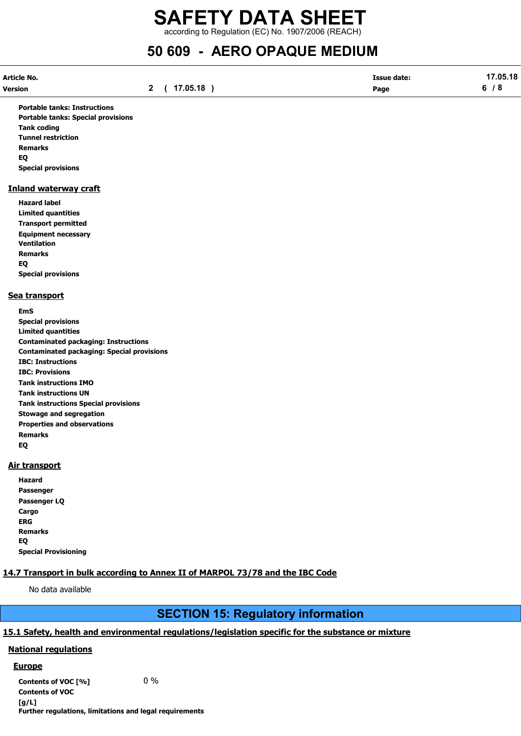**Portable tanks: Instructions**
**Portable tanks: Special provisions**
**Tank coding**
**Tunnel restriction**
**Remarks**
**EQ**
**Special provisions**

## Inland waterway craft

**Hazard label**
**Limited quantities**
**Transport permitted**
**Equipment necessary**
**Ventilation**
**Remarks**
**EQ**
**Special provisions**

## Sea transport

**EmS**
**Special provisions**
**Limited quantities**
**Contaminated packaging: Instructions**
**Contaminated packaging: Special provisions**
**IBC: Instructions**
**IBC: Provisions**
**Tank instructions IMO**
**Tank instructions UN**
**Tank instructions Special provisions**
**Stowage and segregation**
**Properties and observations**
**Remarks**
**EQ**

## Air transport

**Hazard**
**Passenger**
**Passenger LQ**
**Cargo**
**ERG**
**Remarks**
**EQ**
**Special Provisioning**

## 14.7 Transport in bulk according to Annex II of MARPOL 73/78 and the IBC Code

No data available

# SECTION 15: Regulatory information

## 15.1 Safety, health and environmental regulations/legislation specific for the substance or mixture

### National regulations

#### Europe

**Contents of VOC [%]** 0 %
**Contents of VOC [g/L]**
**Further regulations, limitations and legal requirements**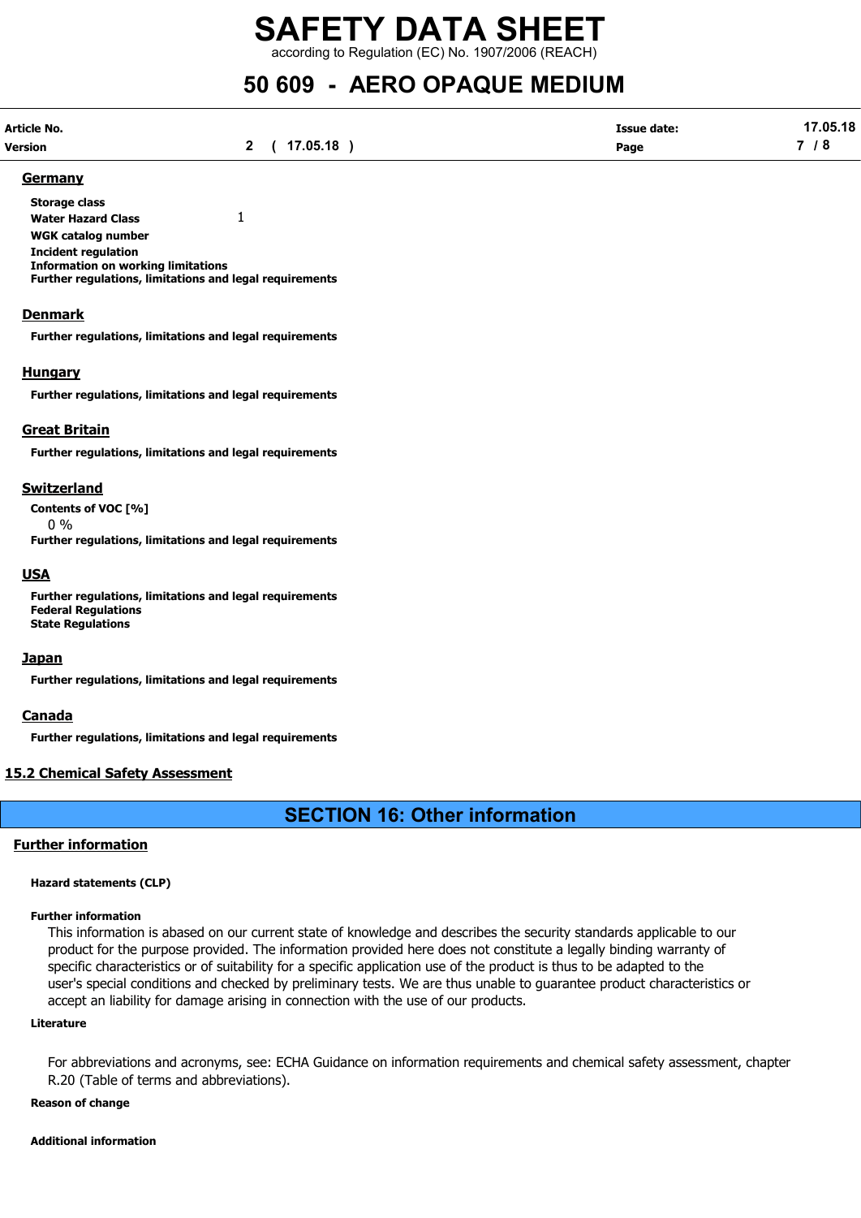## Germany

**Storage class**

**Water Hazard Class** 1

**WGK catalog number**

**Incident regulation**

**Information on working limitations**

**Further regulations, limitations and legal requirements**

## Denmark

**Further regulations, limitations and legal requirements**

## Hungary

**Further regulations, limitations and legal requirements**

## Great Britain

**Further regulations, limitations and legal requirements**

## Switzerland

**Contents of VOC [%]**

0 %

**Further regulations, limitations and legal requirements**

## USA

**Further regulations, limitations and legal requirements**

**Federal Regulations**

**State Regulations**

## Japan

**Further regulations, limitations and legal requirements**

## Canada

**Further regulations, limitations and legal requirements**

## 15.2 Chemical Safety Assessment

# SECTION 16: Other information

## Further information

**Hazard statements (CLP)**

**Further information**

This information is abased on our current state of knowledge and describes the security standards applicable to our product for the purpose provided. The information provided here does not constitute a legally binding warranty of specific characteristics or of suitability for a specific application use of the product is thus to be adapted to the user's special conditions and checked by preliminary tests. We are thus unable to guarantee product characteristics or accept an liability for damage arising in connection with the use of our products.

**Literature**

For abbreviations and acronyms, see: ECHA Guidance on information requirements and chemical safety assessment, chapter R.20 (Table of terms and abbreviations).

**Reason of change**

**Additional information**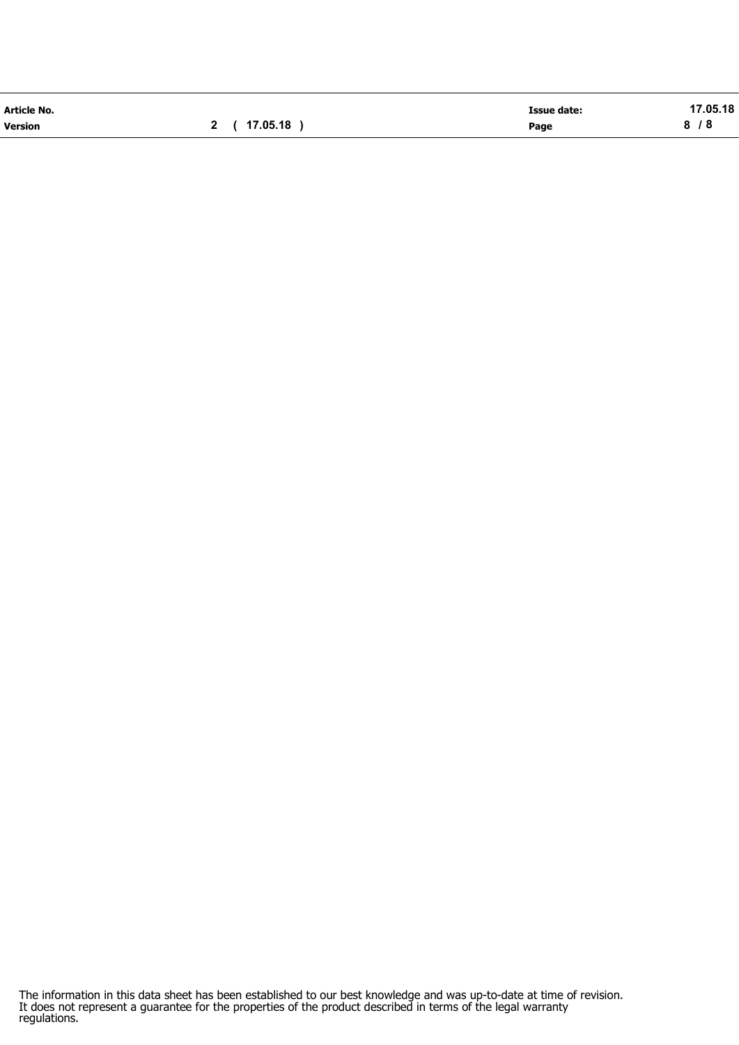The information in this data sheet has been established to our best knowledge and was up-to-date at time of revision. It does not represent a guarantee for the properties of the product described in terms of the legal warranty regulations.